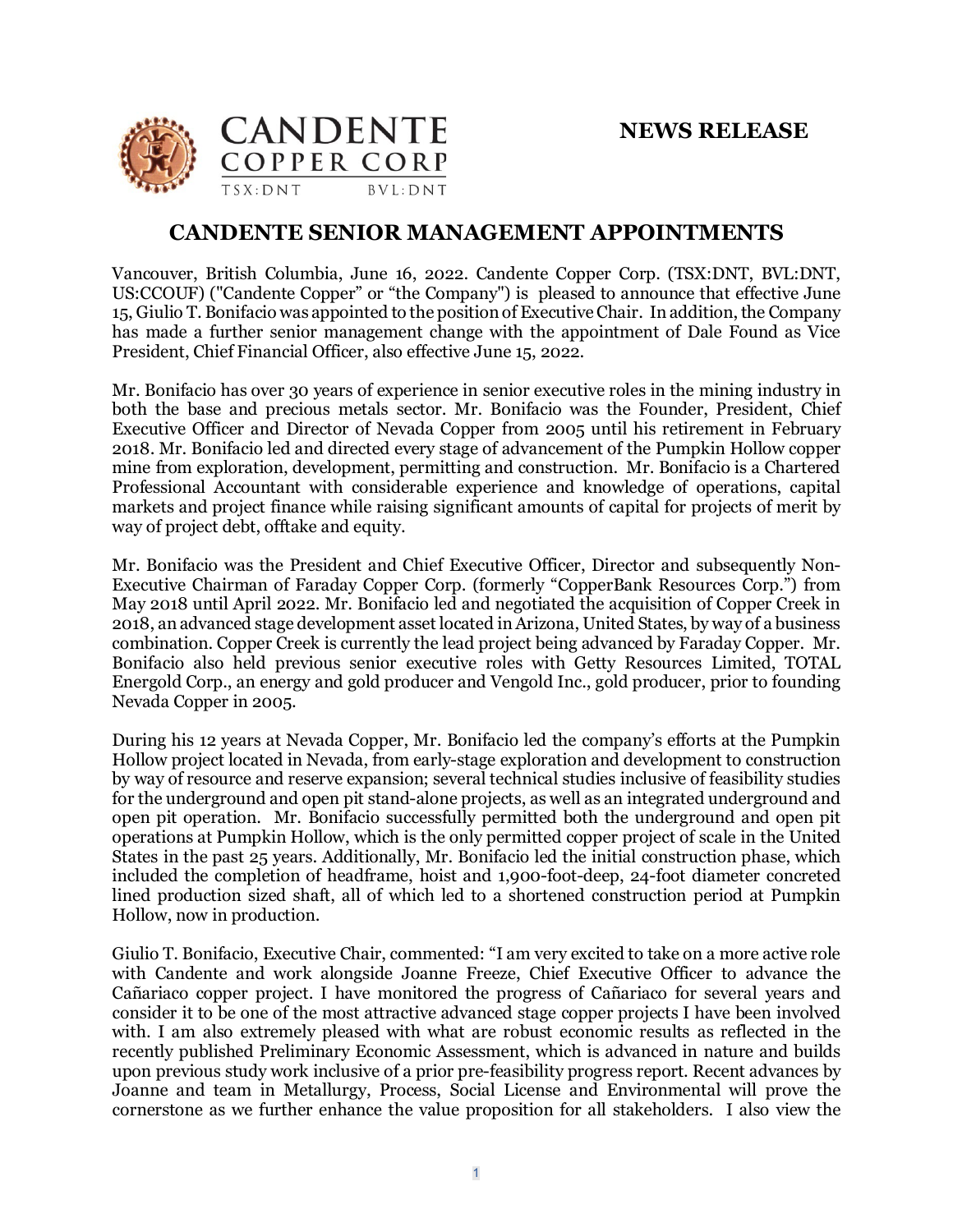CANDENTE COPPER CORP
TSX:DNT BVL:DNT

**NEWS RELEASE**

# CANDENTE SENIOR MANAGEMENT APPOINTMENTS

Vancouver, British Columbia, June 16, 2022. Candente Copper Corp. (TSX:DNT, BVL:DNT, US:CCOUF) ("Candente Copper" or "the Company") is pleased to announce that effective June 15, Giulio T. Bonifacio was appointed to the position of Executive Chair. In addition, the Company has made a further senior management change with the appointment of Dale Found as Vice President, Chief Financial Officer, also effective June 15, 2022.

Mr. Bonifacio has over 30 years of experience in senior executive roles in the mining industry in both the base and precious metals sector. Mr. Bonifacio was the Founder, President, Chief Executive Officer and Director of Nevada Copper from 2005 until his retirement in February 2018. Mr. Bonifacio led and directed every stage of advancement of the Pumpkin Hollow copper mine from exploration, development, permitting and construction. Mr. Bonifacio is a Chartered Professional Accountant with considerable experience and knowledge of operations, capital markets and project finance while raising significant amounts of capital for projects of merit by way of project debt, offtake and equity.

Mr. Bonifacio was the President and Chief Executive Officer, Director and subsequently Non-Executive Chairman of Faraday Copper Corp. (formerly "CopperBank Resources Corp.") from May 2018 until April 2022. Mr. Bonifacio led and negotiated the acquisition of Copper Creek in 2018, an advanced stage development asset located in Arizona, United States, by way of a business combination. Copper Creek is currently the lead project being advanced by Faraday Copper. Mr. Bonifacio also held previous senior executive roles with Getty Resources Limited, TOTAL Energold Corp., an energy and gold producer and Vengold Inc., gold producer, prior to founding Nevada Copper in 2005.

During his 12 years at Nevada Copper, Mr. Bonifacio led the company's efforts at the Pumpkin Hollow project located in Nevada, from early-stage exploration and development to construction by way of resource and reserve expansion; several technical studies inclusive of feasibility studies for the underground and open pit stand-alone projects, as well as an integrated underground and open pit operation. Mr. Bonifacio successfully permitted both the underground and open pit operations at Pumpkin Hollow, which is the only permitted copper project of scale in the United States in the past 25 years. Additionally, Mr. Bonifacio led the initial construction phase, which included the completion of headframe, hoist and 1,900-foot-deep, 24-foot diameter concreted lined production sized shaft, all of which led to a shortened construction period at Pumpkin Hollow, now in production.

Giulio T. Bonifacio, Executive Chair, commented: "I am very excited to take on a more active role with Candente and work alongside Joanne Freeze, Chief Executive Officer to advance the Cañariaco copper project. I have monitored the progress of Cañariaco for several years and consider it to be one of the most attractive advanced stage copper projects I have been involved with. I am also extremely pleased with what are robust economic results as reflected in the recently published Preliminary Economic Assessment, which is advanced in nature and builds upon previous study work inclusive of a prior pre-feasibility progress report. Recent advances by Joanne and team in Metallurgy, Process, Social License and Environmental will prove the cornerstone as we further enhance the value proposition for all stakeholders. I also view the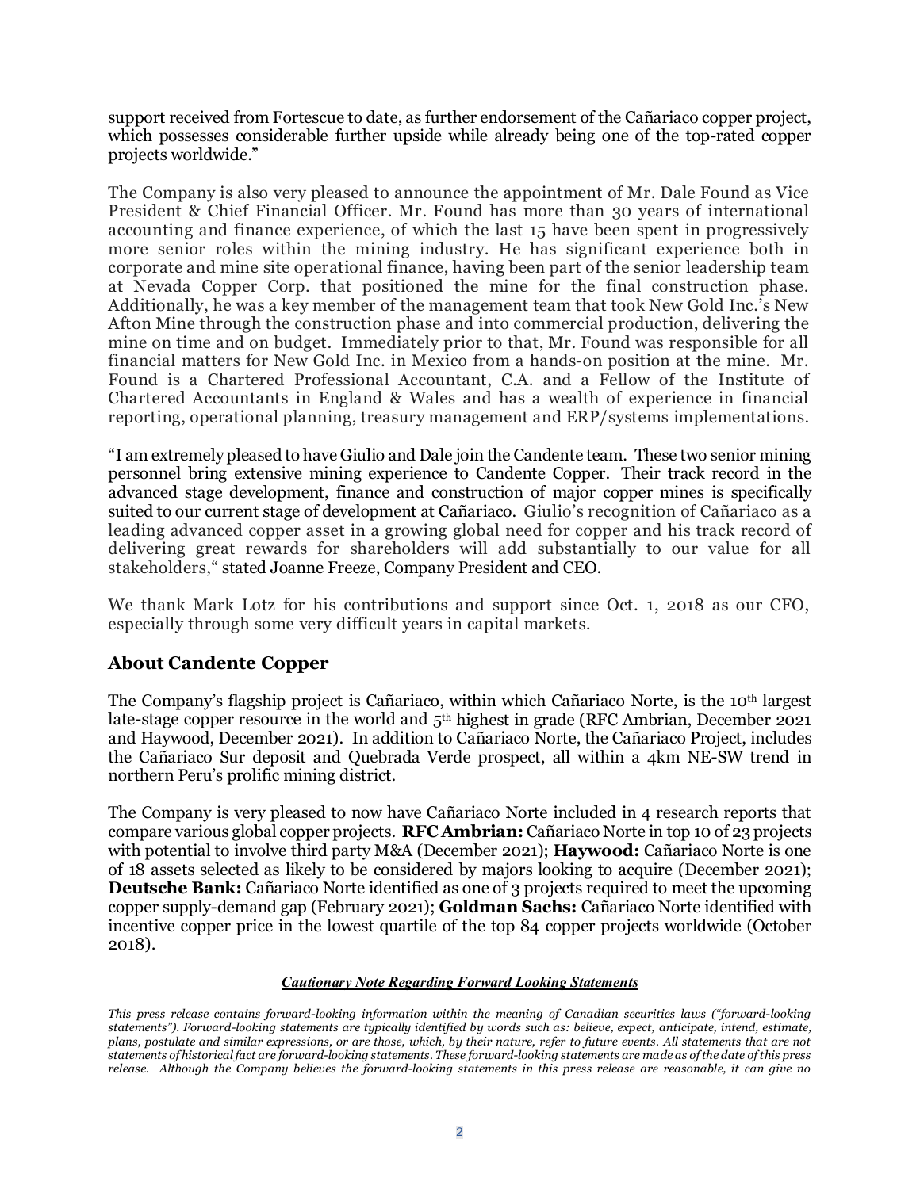support received from Fortescue to date, as further endorsement of the Cañariaco copper project, which possesses considerable further upside while already being one of the top-rated copper projects worldwide."

The Company is also very pleased to announce the appointment of Mr. Dale Found as Vice President & Chief Financial Officer. Mr. Found has more than 30 years of international accounting and finance experience, of which the last 15 have been spent in progressively more senior roles within the mining industry. He has significant experience both in corporate and mine site operational finance, having been part of the senior leadership team at Nevada Copper Corp. that positioned the mine for the final construction phase. Additionally, he was a key member of the management team that took New Gold Inc.'s New Afton Mine through the construction phase and into commercial production, delivering the mine on time and on budget. Immediately prior to that, Mr. Found was responsible for all financial matters for New Gold Inc. in Mexico from a hands-on position at the mine. Mr. Found is a Chartered Professional Accountant, C.A. and a Fellow of the Institute of Chartered Accountants in England & Wales and has a wealth of experience in financial reporting, operational planning, treasury management and ERP/systems implementations.

"I am extremely pleased to have Giulio and Dale join the Candente team. These two senior mining personnel bring extensive mining experience to Candente Copper. Their track record in the advanced stage development, finance and construction of major copper mines is specifically suited to our current stage of development at Cañariaco. Giulio's recognition of Cañariaco as a leading advanced copper asset in a growing global need for copper and his track record of delivering great rewards for shareholders will add substantially to our value for all stakeholders," stated Joanne Freeze, Company President and CEO.

We thank Mark Lotz for his contributions and support since Oct. 1, 2018 as our CFO, especially through some very difficult years in capital markets.

## About Candente Copper

The Company's flagship project is Cañariaco, within which Cañariaco Norte, is the 10th largest late-stage copper resource in the world and 5th highest in grade (RFC Ambrian, December 2021 and Haywood, December 2021). In addition to Cañariaco Norte, the Cañariaco Project, includes the Cañariaco Sur deposit and Quebrada Verde prospect, all within a 4km NE-SW trend in northern Peru's prolific mining district.

The Company is very pleased to now have Cañariaco Norte included in 4 research reports that compare various global copper projects. **RFC Ambrian:** Cañariaco Norte in top 10 of 23 projects with potential to involve third party M&A (December 2021); **Haywood:** Cañariaco Norte is one of 18 assets selected as likely to be considered by majors looking to acquire (December 2021); **Deutsche Bank:** Cañariaco Norte identified as one of 3 projects required to meet the upcoming copper supply-demand gap (February 2021); **Goldman Sachs:** Cañariaco Norte identified with incentive copper price in the lowest quartile of the top 84 copper projects worldwide (October 2018).

***Cautionary Note Regarding Forward Looking Statements***

*This press release contains forward-looking information within the meaning of Canadian securities laws ("forward-looking statements"). Forward-looking statements are typically identified by words such as: believe, expect, anticipate, intend, estimate, plans, postulate and similar expressions, or are those, which, by their nature, refer to future events. All statements that are not statements of historical fact are forward-looking statements. These forward-looking statements are made as of the date of this press release. Although the Company believes the forward-looking statements in this press release are reasonable, it can give no*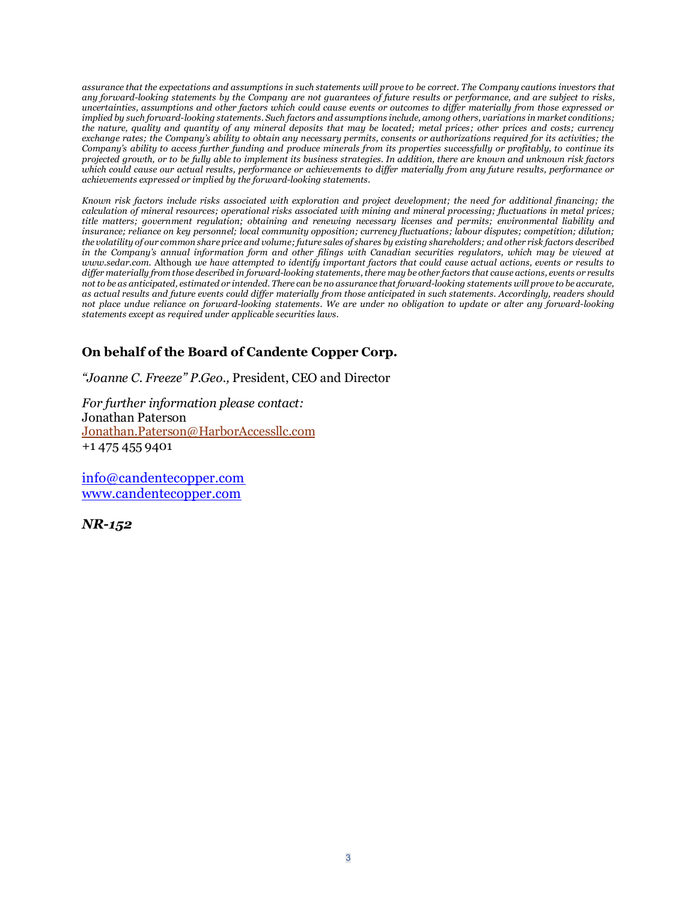*assurance that the expectations and assumptions in such statements will prove to be correct. The Company cautions investors that any forward-looking statements by the Company are not guarantees of future results or performance, and are subject to risks, uncertainties, assumptions and other factors which could cause events or outcomes to differ materially from those expressed or implied by such forward-looking statements. Such factors and assumptions include, among others, variations in market conditions; the nature, quality and quantity of any mineral deposits that may be located; metal prices; other prices and costs; currency exchange rates; the Company's ability to obtain any necessary permits, consents or authorizations required for its activities; the Company's ability to access further funding and produce minerals from its properties successfully or profitably, to continue its projected growth, or to be fully able to implement its business strategies. In addition, there are known and unknown risk factors which could cause our actual results, performance or achievements to differ materially from any future results, performance or achievements expressed or implied by the forward-looking statements.*

*Known risk factors include risks associated with exploration and project development; the need for additional financing; the calculation of mineral resources; operational risks associated with mining and mineral processing; fluctuations in metal prices; title matters; government regulation; obtaining and renewing necessary licenses and permits; environmental liability and insurance; reliance on key personnel; local community opposition; currency fluctuations; labour disputes; competition; dilution; the volatility of our common share price and volume; future sales of shares by existing shareholders; and other risk factors described in the Company's annual information form and other filings with Canadian securities regulators, which may be viewed at www.sedar.com.* Although *we have attempted to identify important factors that could cause actual actions, events or results to differ materially from those described in forward-looking statements, there may be other factors that cause actions, events or results not to be as anticipated, estimated or intended. There can be no assurance that forward-looking statements will prove to be accurate, as actual results and future events could differ materially from those anticipated in such statements. Accordingly, readers should not place undue reliance on forward-looking statements. We are under no obligation to update or alter any forward-looking statements except as required under applicable securities laws.*

**On behalf of the Board of Candente Copper Corp.**

*"Joanne C. Freeze" P.Geo.,* President, CEO and Director

*For further information please contact:*
Jonathan Paterson
Jonathan.Paterson@HarborAccessllc.com
+1 475 455 9401

info@candentecopper.com
www.candentecopper.com

***NR-152***